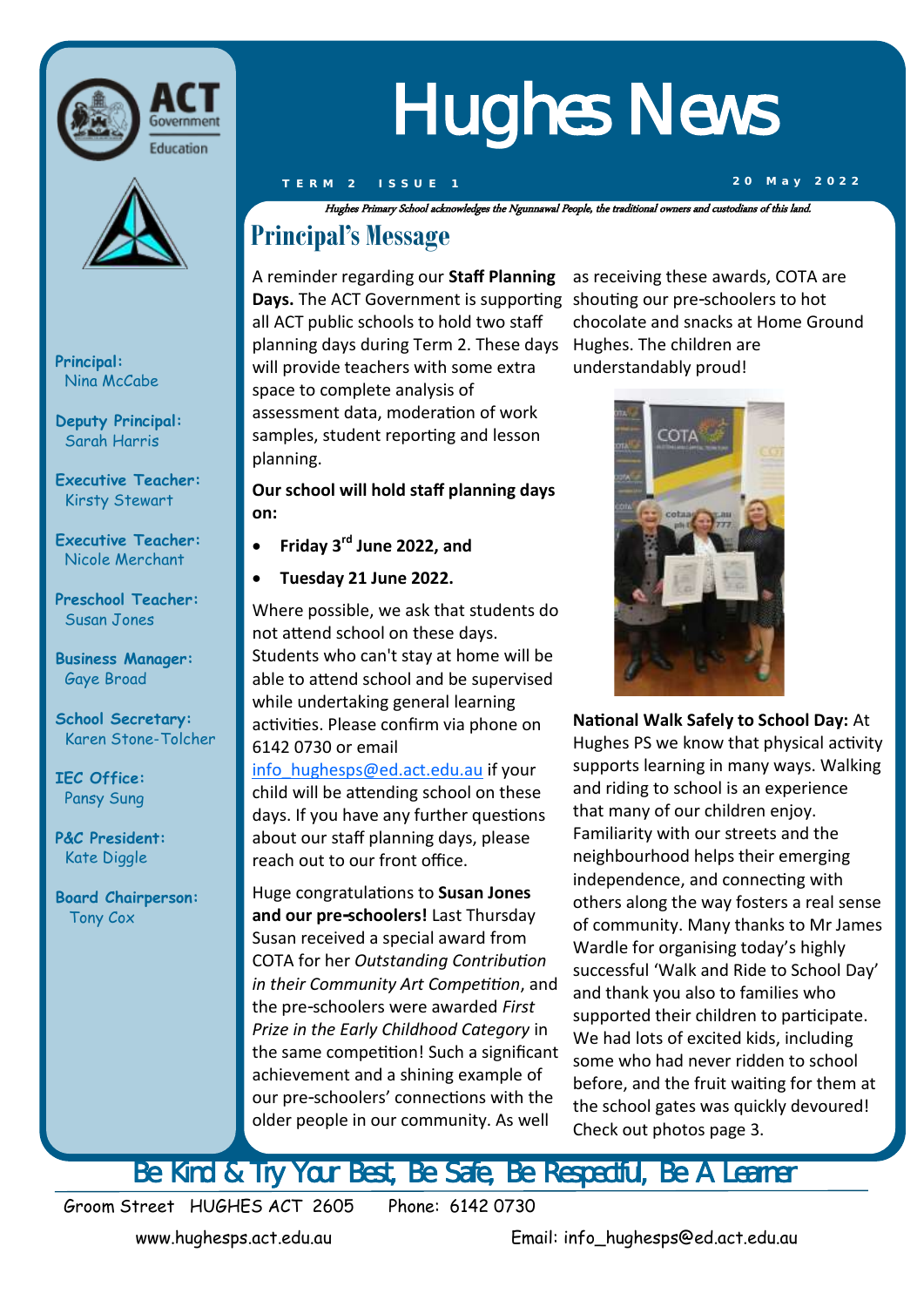# Hughes News

**TERM 2 ISSUE 1** **20 May 2022**

*Hughes Primary School acknowledges the Ngunnawal People, the traditional owners and custodians of this land.*

**Principal:** Nina McCabe

**Deputy Principal:** Sarah Harris

**Executive Teacher:** Kirsty Stewart

**Executive Teacher:** Nicole Merchant

**Preschool Teacher:** Susan Jones

**Business Manager:** Gaye Broad

**School Secretary:** Karen Stone-Tolcher

**IEC Office:** Pansy Sung

**P&C President:** Kate Diggle

**Board Chairperson:** Tony Cox

## Principal's Message

A reminder regarding our **Staff Planning Days.** The ACT Government is supporting all ACT public schools to hold two staff planning days during Term 2. These days will provide teachers with some extra space to complete analysis of assessment data, moderation of work samples, student reporting and lesson planning.

**Our school will hold staff planning days on:**

- **Friday 3rd June 2022, and**
- **Tuesday 21 June 2022.**

Where possible, we ask that students do not attend school on these days. Students who can't stay at home will be able to attend school and be supervised while undertaking general learning activities. Please confirm via phone on 6142 0730 or email info_hughesps@ed.act.edu.au if your child will be attending school on these days. If you have any further questions about our staff planning days, please reach out to our front office.

Huge congratulations to **Susan Jones and our pre-schoolers!** Last Thursday Susan received a special award from COTA for her *Outstanding Contribution in their Community Art Competition*, and the pre-schoolers were awarded *First Prize in the Early Childhood Category* in the same competition! Such a significant achievement and a shining example of our pre-schoolers' connections with the older people in our community. As well as receiving these awards, COTA are shouting our pre-schoolers to hot chocolate and snacks at Home Ground Hughes. The children are understandably proud!

**National Walk Safely to School Day:** At Hughes PS we know that physical activity supports learning in many ways. Walking and riding to school is an experience that many of our children enjoy. Familiarity with our streets and the neighbourhood helps their emerging independence, and connecting with others along the way fosters a real sense of community. Many thanks to Mr James Wardle for organising today's highly successful 'Walk and Ride to School Day' and thank you also to families who supported their children to participate. We had lots of excited kids, including some who had never ridden to school before, and the fruit waiting for them at the school gates was quickly devoured! Check out photos page 3.

Be Kind & Try Your Best, Be Safe, Be Respectful, Be A Learner

Groom Street HUGHES ACT 2605 Phone: 6142 0730

www.hughesps.act.edu.au Email: info_hughesps@ed.act.edu.au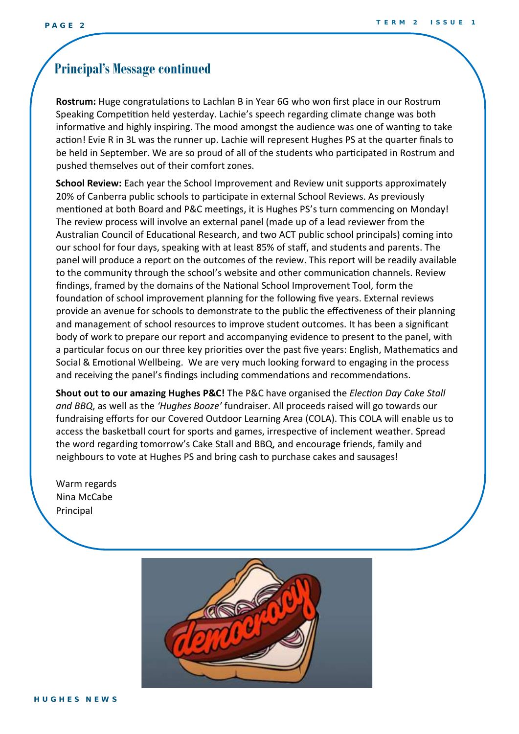## Principal's Message continued

**Rostrum:** Huge congratulations to Lachlan B in Year 6G who won first place in our Rostrum Speaking Competition held yesterday. Lachie's speech regarding climate change was both informative and highly inspiring. The mood amongst the audience was one of wanting to take action! Evie R in 3L was the runner up. Lachie will represent Hughes PS at the quarter finals to be held in September. We are so proud of all of the students who participated in Rostrum and pushed themselves out of their comfort zones.

**School Review:** Each year the School Improvement and Review unit supports approximately 20% of Canberra public schools to participate in external School Reviews. As previously mentioned at both Board and P&C meetings, it is Hughes PS's turn commencing on Monday! The review process will involve an external panel (made up of a lead reviewer from the Australian Council of Educational Research, and two ACT public school principals) coming into our school for four days, speaking with at least 85% of staff, and students and parents. The panel will produce a report on the outcomes of the review. This report will be readily available to the community through the school's website and other communication channels. Review findings, framed by the domains of the National School Improvement Tool, form the foundation of school improvement planning for the following five years. External reviews provide an avenue for schools to demonstrate to the public the effectiveness of their planning and management of school resources to improve student outcomes. It has been a significant body of work to prepare our report and accompanying evidence to present to the panel, with a particular focus on our three key priorities over the past five years: English, Mathematics and Social & Emotional Wellbeing. We are very much looking forward to engaging in the process and receiving the panel's findings including commendations and recommendations.

**Shout out to our amazing Hughes P&C!** The P&C have organised the *Election Day Cake Stall and BBQ*, as well as the *'Hughes Booze'* fundraiser. All proceeds raised will go towards our fundraising efforts for our Covered Outdoor Learning Area (COLA). This COLA will enable us to access the basketball court for sports and games, irrespective of inclement weather. Spread the word regarding tomorrow's Cake Stall and BBQ, and encourage friends, family and neighbours to vote at Hughes PS and bring cash to purchase cakes and sausages!

Warm regards
Nina McCabe
Principal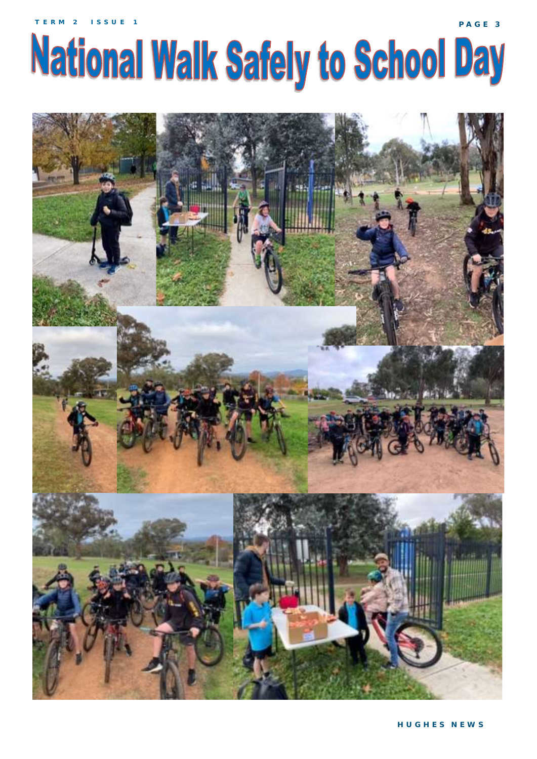# National Walk Safely to School Day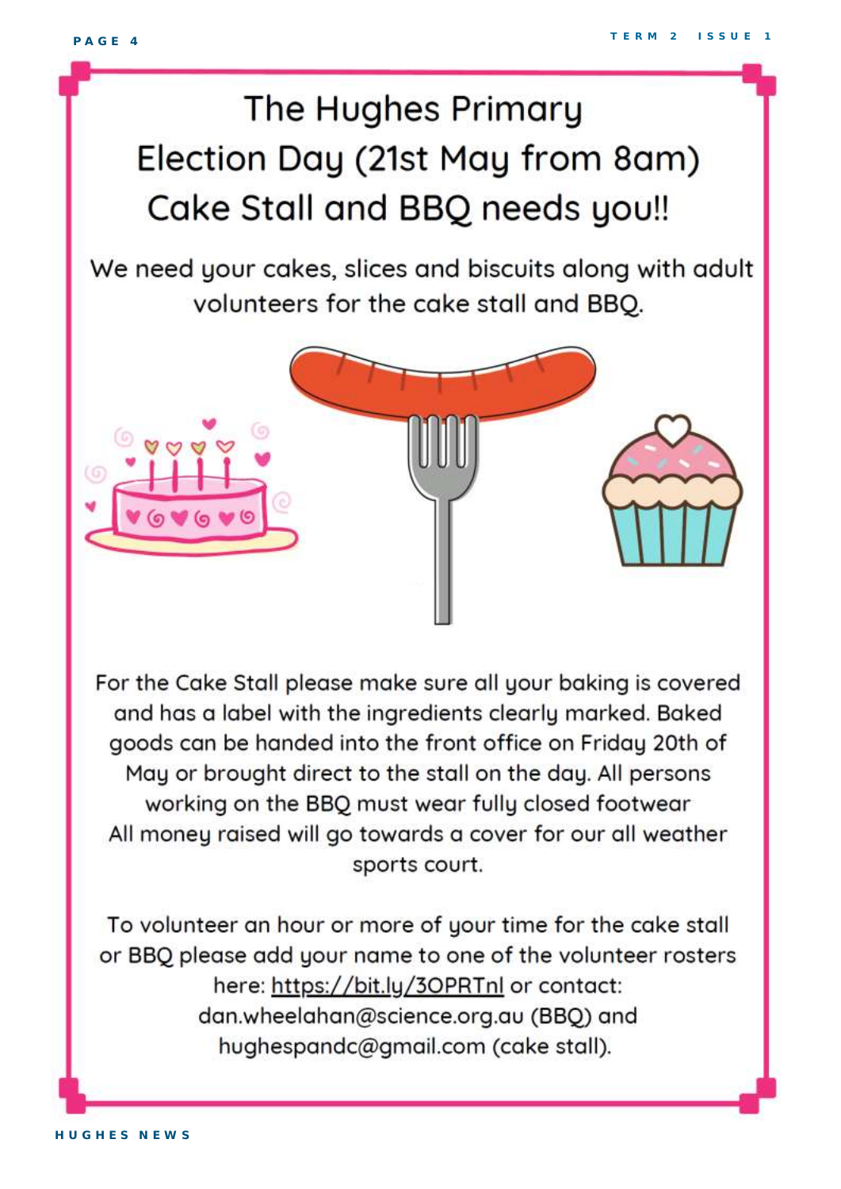# The Hughes Primary Election Day (21st May from 8am) Cake Stall and BBQ needs you!!

We need your cakes, slices and biscuits along with adult volunteers for the cake stall and BBQ.

For the Cake Stall please make sure all your baking is covered and has a label with the ingredients clearly marked. Baked goods can be handed into the front office on Friday 20th of May or brought direct to the stall on the day. All persons working on the BBQ must wear fully closed footwear
All money raised will go towards a cover for our all weather sports court.

To volunteer an hour or more of your time for the cake stall or BBQ please add your name to one of the volunteer rosters here: https://bit.ly/3OPRTnl or contact: dan.wheelahan@science.org.au (BBQ) and hughespandc@gmail.com (cake stall).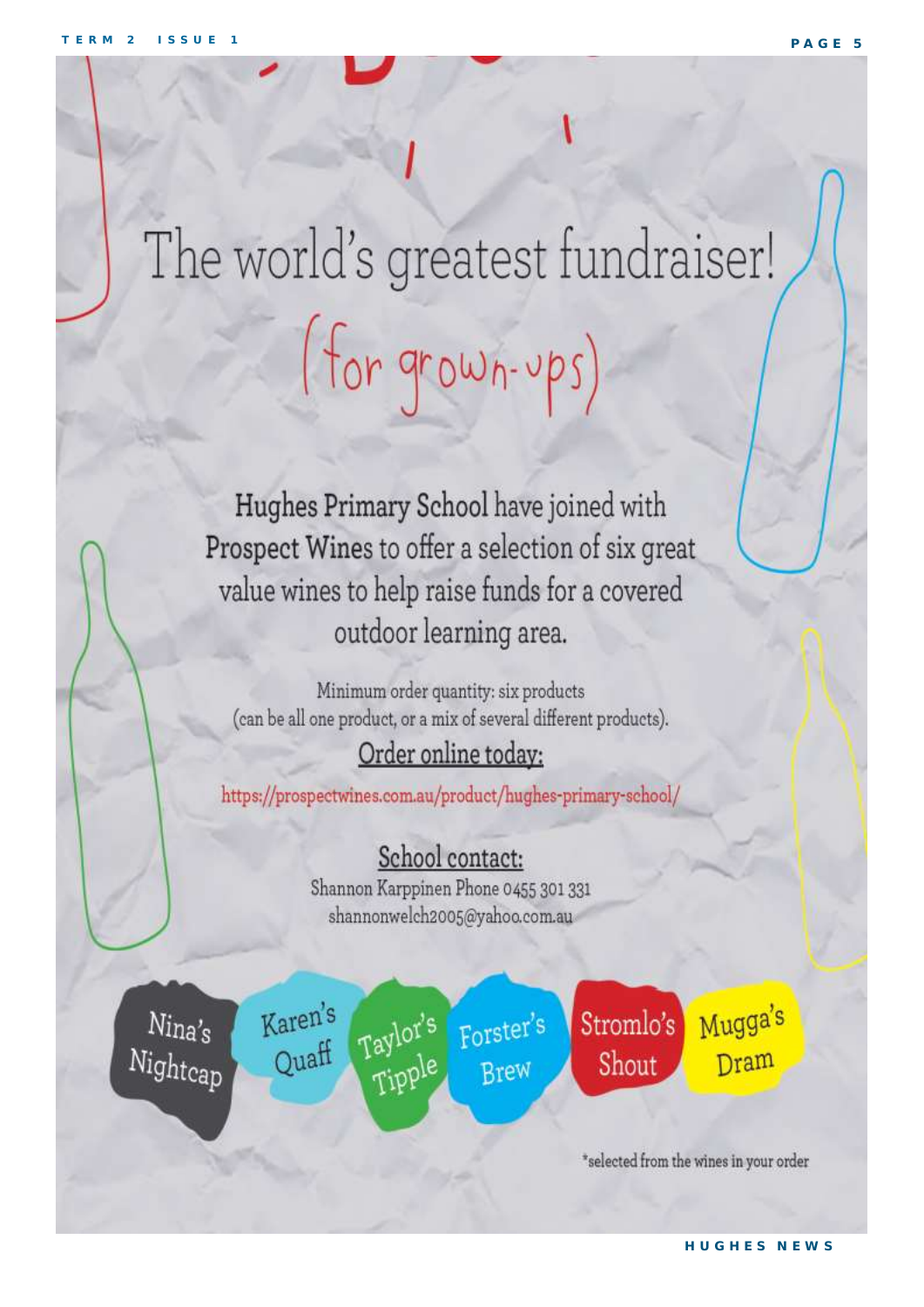# The world's greatest fundraiser!

## (for grown-ups)

Hughes Primary School have joined with Prospect Wines to offer a selection of six great value wines to help raise funds for a covered outdoor learning area.

Minimum order quantity: six products
(can be all one product, or a mix of several different products).

**Order online today:**

https://prospectwines.com.au/product/hughes-primary-school/

**School contact:**

Shannon Karppinen Phone 0455 301 331
shannonwelch2005@yahoo.com.au

Nina's Nightcap | Karen's Quaff | Taylor's Tipple | Forster's Brew | Stromlo's Shout | Mugga's Dram

*selected from the wines in your order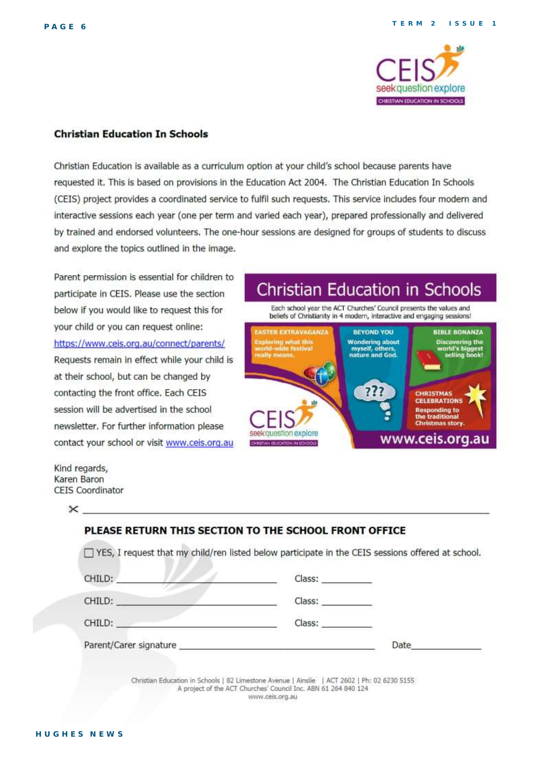## Christian Education In Schools

Christian Education is available as a curriculum option at your child's school because parents have requested it. This is based on provisions in the Education Act 2004. The Christian Education In Schools (CEIS) project provides a coordinated service to fulfil such requests. This service includes four modern and interactive sessions each year (one per term and varied each year), prepared professionally and delivered by trained and endorsed volunteers. The one-hour sessions are designed for groups of students to discuss and explore the topics outlined in the image.

Parent permission is essential for children to participate in CEIS. Please use the section below if you would like to request this for your child or you can request online: https://www.ceis.org.au/connect/parents/ Requests remain in effect while your child is at their school, but can be changed by contacting the front office. Each CEIS session will be advertised in the school newsletter. For further information please contact your school or visit www.ceis.org.au

**Christian Education in Schools**

Each school year the ACT Churches' Council presents the values and beliefs of Christianity in 4 modern, interactive and engaging sessions!

- **EASTER EXTRAVAGANZA** – Exploring what this world-wide festival really means.
- **BEYOND YOU** – Wondering about myself, others, nature and God.
- **BIBLE BONANZA** – Discovering the world's biggest selling book!
- **CHRISTMAS CELEBRATIONS** – Responding to the traditional Christmas story.

www.ceis.org.au

Kind regards,
Karen Baron
CEIS Coordinator

✂ ---

**PLEASE RETURN THIS SECTION TO THE SCHOOL FRONT OFFICE**

☐ YES, I request that my child/ren listed below participate in the CEIS sessions offered at school.

CHILD: ______________________ Class: __________

CHILD: ______________________ Class: __________

CHILD: ______________________ Class: __________

Parent/Carer signature ______________________ Date______________

Christian Education in Schools | 82 Limestone Avenue | Ainslie | ACT 2602 | Ph: 02 6230 5155
A project of the ACT Churches' Council Inc. ABN 61 264 840 124
www.ceis.org.au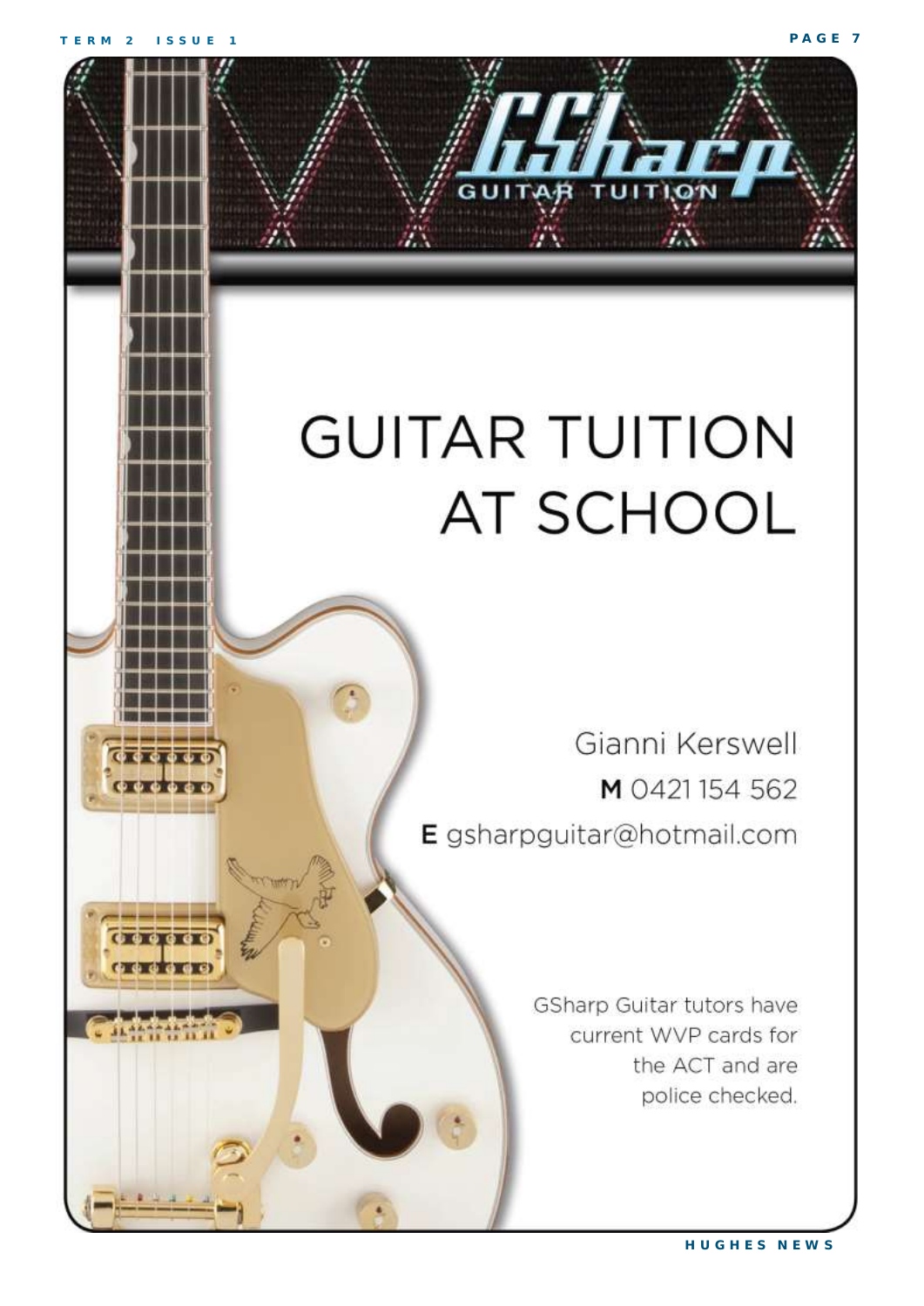GSharp GUITAR TUITION

# GUITAR TUITION AT SCHOOL

Gianni Kerswell

**M** 0421 154 562

**E** gsharpguitar@hotmail.com

GSharp Guitar tutors have current WVP cards for the ACT and are police checked.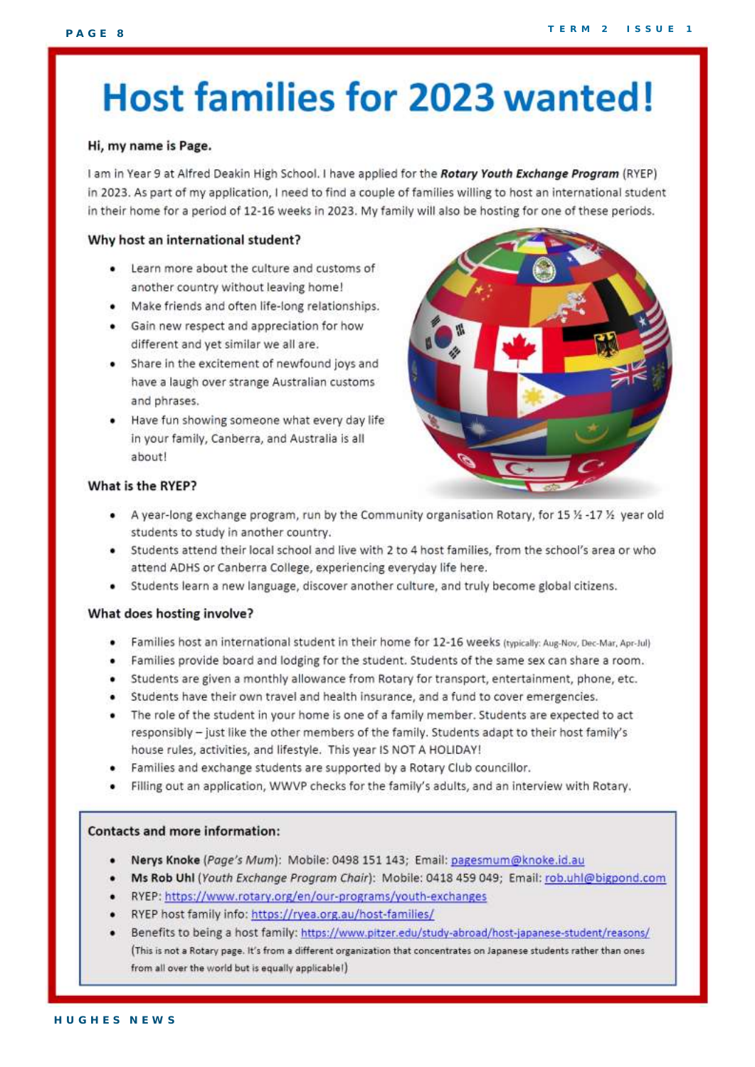# Host families for 2023 wanted!

**Hi, my name is Page.**

I am in Year 9 at Alfred Deakin High School. I have applied for the ***Rotary Youth Exchange Program*** (RYEP) in 2023. As part of my application, I need to find a couple of families willing to host an international student in their home for a period of 12-16 weeks in 2023. My family will also be hosting for one of these periods.

**Why host an international student?**

- Learn more about the culture and customs of another country without leaving home!
- Make friends and often life-long relationships.
- Gain new respect and appreciation for how different and yet similar we all are.
- Share in the excitement of newfound joys and have a laugh over strange Australian customs and phrases.
- Have fun showing someone what every day life in your family, Canberra, and Australia is all about!

**What is the RYEP?**

- A year-long exchange program, run by the Community organisation Rotary, for 15 ½ -17 ½ year old students to study in another country.
- Students attend their local school and live with 2 to 4 host families, from the school's area or who attend ADHS or Canberra College, experiencing everyday life here.
- Students learn a new language, discover another culture, and truly become global citizens.

**What does hosting involve?**

- Families host an international student in their home for 12-16 weeks (typically: Aug-Nov, Dec-Mar, Apr-Jul)
- Families provide board and lodging for the student. Students of the same sex can share a room.
- Students are given a monthly allowance from Rotary for transport, entertainment, phone, etc.
- Students have their own travel and health insurance, and a fund to cover emergencies.
- The role of the student in your home is one of a family member. Students are expected to act responsibly – just like the other members of the family. Students adapt to their host family's house rules, activities, and lifestyle. This year IS NOT A HOLIDAY!
- Families and exchange students are supported by a Rotary Club councillor.
- Filling out an application, WWVP checks for the family's adults, and an interview with Rotary.

**Contacts and more information:**

- **Nerys Knoke** (*Page's Mum*): Mobile: 0498 151 143; Email: pagesmum@knoke.id.au
- **Ms Rob Uhl** (*Youth Exchange Program Chair*): Mobile: 0418 459 049; Email: rob.uhl@bigpond.com
- RYEP: https://www.rotary.org/en/our-programs/youth-exchanges
- RYEP host family info: https://ryea.org.au/host-families/
- Benefits to being a host family: https://www.pitzer.edu/study-abroad/host-japanese-student/reasons/ (This is not a Rotary page. It's from a different organization that concentrates on Japanese students rather than ones from all over the world but is equally applicable!)